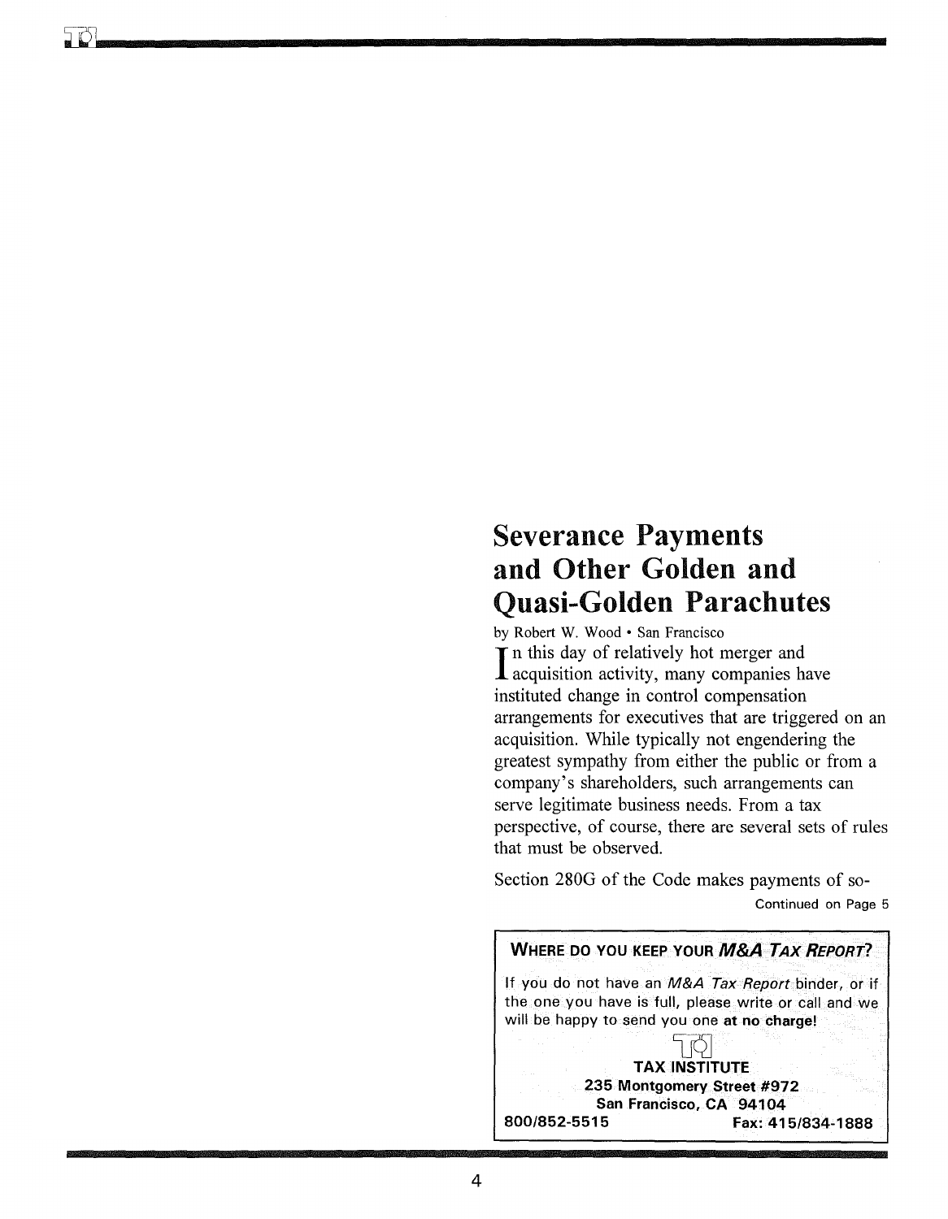# Severance Payments and Other Golden and Quasi-Golden Parachutes

by Robert W. Wood • San Francisco

In this day of relatively hot merger and acquisition activity, many companies have instituted change in control compensation arrangements for executives that are triggered on an acquisition. While typically not engendering the greatest sympathy from either the public or from a company's shareholders, such arrangements can serve legitimate business needs. From a tax perspective, of course, there are several sets of rules that must be observed.

Section 280G of the Code makes payments of so-

Continued on Page 5

**WHERE DO YOU KEEP YOUR *M&A TAX REPORT*?**

If you do not have an *M&A Tax Report* binder, or if the one you have is full, please write or call and we will be happy to send you one **at no charge!**

**TAX INSTITUTE**
**235 Montgomery Street #972**
**San Francisco, CA 94104**
**800/852-5515** **Fax: 415/834-1888**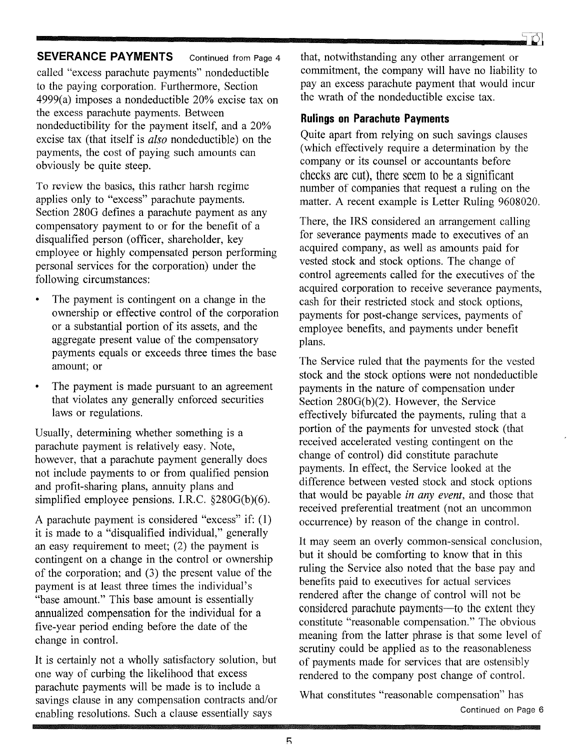**SEVERANCE PAYMENTS** Continued from Page 4

called "excess parachute payments" nondeductible to the paying corporation. Furthermore, Section 4999(a) imposes a nondeductible 20% excise tax on the excess parachute payments. Between nondeductibility for the payment itself, and a 20% excise tax (that itself is *also* nondeductible) on the payments, the cost of paying such amounts can obviously be quite steep.

To review the basics, this rather harsh regime applies only to "excess" parachute payments. Section 280G defines a parachute payment as any compensatory payment to or for the benefit of a disqualified person (officer, shareholder, key employee or highly compensated person performing personal services for the corporation) under the following circumstances:

- The payment is contingent on a change in the ownership or effective control of the corporation or a substantial portion of its assets, and the aggregate present value of the compensatory payments equals or exceeds three times the base amount; or
- The payment is made pursuant to an agreement that violates any generally enforced securities laws or regulations.

Usually, determining whether something is a parachute payment is relatively easy. Note, however, that a parachute payment generally does not include payments to or from qualified pension and profit-sharing plans, annuity plans and simplified employee pensions. I.R.C. §280G(b)(6).

A parachute payment is considered "excess" if: (1) it is made to a "disqualified individual," generally an easy requirement to meet; (2) the payment is contingent on a change in the control or ownership of the corporation; and (3) the present value of the payment is at least three times the individual's "base amount." This base amount is essentially annualized compensation for the individual for a five-year period ending before the date of the change in control.

It is certainly not a wholly satisfactory solution, but one way of curbing the likelihood that excess parachute payments will be made is to include a savings clause in any compensation contracts and/or enabling resolutions. Such a clause essentially says that, notwithstanding any other arrangement or commitment, the company will have no liability to pay an excess parachute payment that would incur the wrath of the nondeductible excise tax.

## Rulings on Parachute Payments

Quite apart from relying on such savings clauses (which effectively require a determination by the company or its counsel or accountants before checks are cut), there seem to be a significant number of companies that request a ruling on the matter. A recent example is Letter Ruling 9608020.

There, the IRS considered an arrangement calling for severance payments made to executives of an acquired company, as well as amounts paid for vested stock and stock options. The change of control agreements called for the executives of the acquired corporation to receive severance payments, cash for their restricted stock and stock options, payments for post-change services, payments of employee benefits, and payments under benefit plans.

The Service ruled that the payments for the vested stock and the stock options were not nondeductible payments in the nature of compensation under Section 280G(b)(2). However, the Service effectively bifurcated the payments, ruling that a portion of the payments for unvested stock (that received accelerated vesting contingent on the change of control) did constitute parachute payments. In effect, the Service looked at the difference between vested stock and stock options that would be payable *in any event*, and those that received preferential treatment (not an uncommon occurrence) by reason of the change in control.

It may seem an overly common-sensical conclusion, but it should be comforting to know that in this ruling the Service also noted that the base pay and benefits paid to executives for actual services rendered after the change of control will not be considered parachute payments—to the extent they constitute "reasonable compensation." The obvious meaning from the latter phrase is that some level of scrutiny could be applied as to the reasonableness of payments made for services that are ostensibly rendered to the company post change of control.

What constitutes "reasonable compensation" has

Continued on Page 6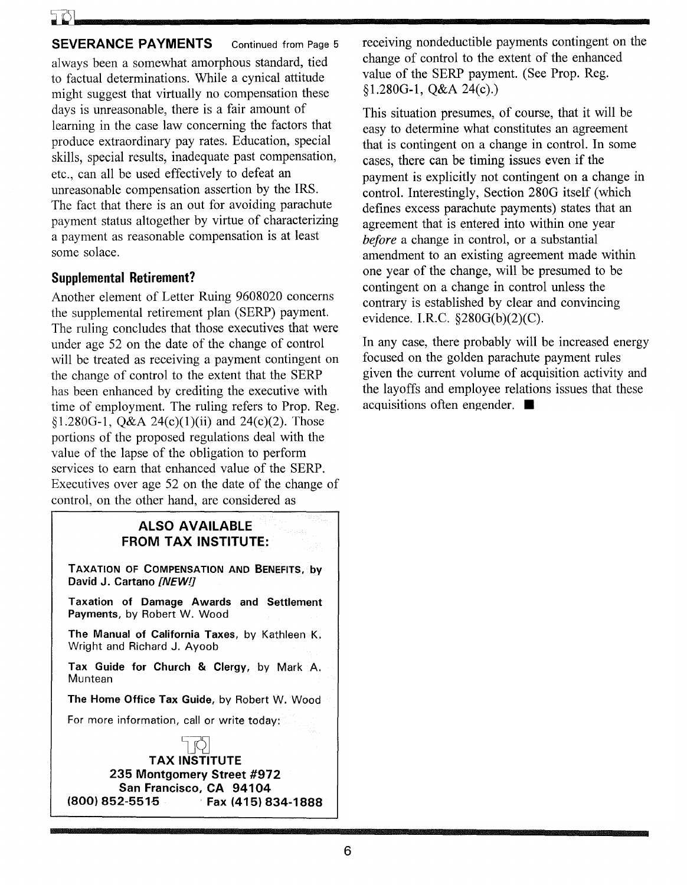**SEVERANCE PAYMENTS** Continued from Page 5

always been a somewhat amorphous standard, tied to factual determinations. While a cynical attitude might suggest that virtually no compensation these days is unreasonable, there is a fair amount of learning in the case law concerning the factors that produce extraordinary pay rates. Education, special skills, special results, inadequate past compensation, etc., can all be used effectively to defeat an unreasonable compensation assertion by the IRS. The fact that there is an out for avoiding parachute payment status altogether by virtue of characterizing a payment as reasonable compensation is at least some solace.

## Supplemental Retirement?

Another element of Letter Ruing 9608020 concerns the supplemental retirement plan (SERP) payment. The ruling concludes that those executives that were under age 52 on the date of the change of control will be treated as receiving a payment contingent on the change of control to the extent that the SERP has been enhanced by crediting the executive with time of employment. The ruling refers to Prop. Reg. §1.280G-1, Q&A 24(c)(1)(ii) and 24(c)(2). Those portions of the proposed regulations deal with the value of the lapse of the obligation to perform services to earn that enhanced value of the SERP. Executives over age 52 on the date of the change of control, on the other hand, are considered as receiving nondeductible payments contingent on the change of control to the extent of the enhanced value of the SERP payment. (See Prop. Reg. §1.280G-1, Q&A 24(c).)

This situation presumes, of course, that it will be easy to determine what constitutes an agreement that is contingent on a change in control. In some cases, there can be timing issues even if the payment is explicitly not contingent on a change in control. Interestingly, Section 280G itself (which defines excess parachute payments) states that an agreement that is entered into within one year *before* a change in control, or a substantial amendment to an existing agreement made within one year of the change, will be presumed to be contingent on a change in control unless the contrary is established by clear and convincing evidence. I.R.C. §280G(b)(2)(C).

In any case, there probably will be increased energy focused on the golden parachute payment rules given the current volume of acquisition activity and the layoffs and employee relations issues that these acquisitions often engender. ■

---

**ALSO AVAILABLE FROM TAX INSTITUTE:**

**TAXATION OF COMPENSATION AND BENEFITS, by David J. Cartano** *[NEW!]*

**Taxation of Damage Awards and Settlement Payments,** by Robert W. Wood

**The Manual of California Taxes,** by Kathleen K. Wright and Richard J. Ayoob

**Tax Guide for Church & Clergy,** by Mark A. Muntean

**The Home Office Tax Guide,** by Robert W. Wood

For more information, call or write today:

**TAX INSTITUTE**
**235 Montgomery Street #972**
**San Francisco, CA 94104**
**(800) 852-5515 Fax (415) 834-1888**